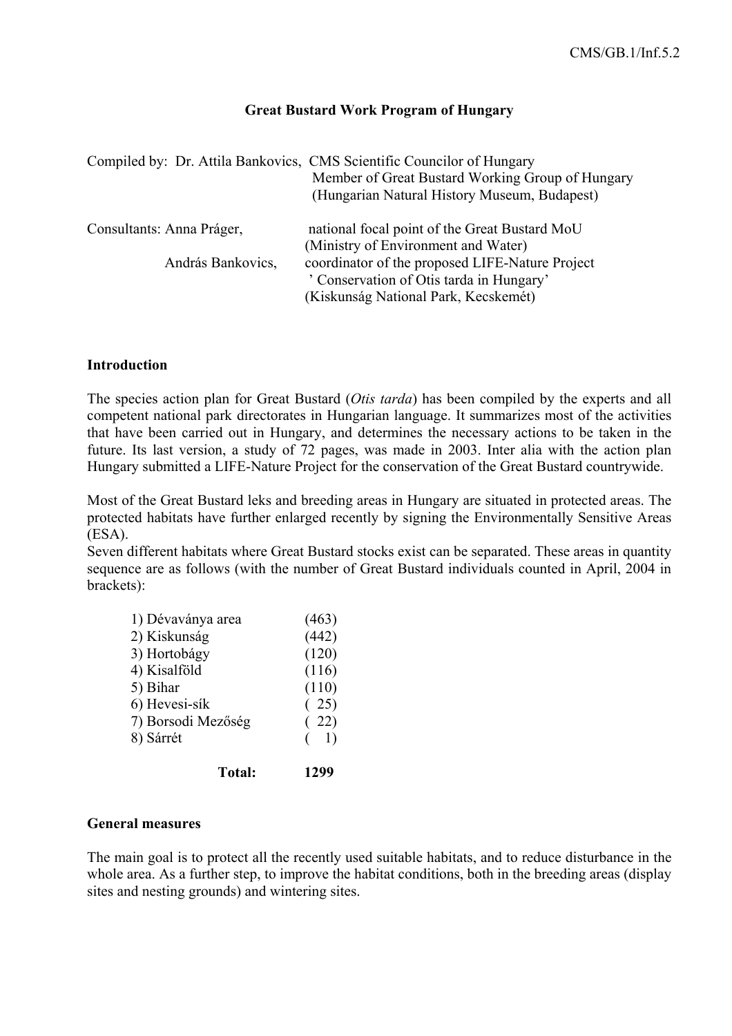CMS/GB.1/Inf.5.2

# Great Bustard Work Program of Hungary

Compiled by: Dr. Attila Bankovics, CMS Scientific Councilor of Hungary
Member of Great Bustard Working Group of Hungary
(Hungarian Natural History Museum, Budapest)

Consultants: Anna Práger, national focal point of the Great Bustard MoU
(Ministry of Environment and Water)
András Bankovics, coordinator of the proposed LIFE-Nature Project
' Conservation of Otis tarda in Hungary'
(Kiskunság National Park, Kecskemét)

## Introduction

The species action plan for Great Bustard (*Otis tarda*) has been compiled by the experts and all competent national park directorates in Hungarian language. It summarizes most of the activities that have been carried out in Hungary, and determines the necessary actions to be taken in the future. Its last version, a study of 72 pages, was made in 2003. Inter alia with the action plan Hungary submitted a LIFE-Nature Project for the conservation of the Great Bustard countrywide.

Most of the Great Bustard leks and breeding areas in Hungary are situated in protected areas. The protected habitats have further enlarged recently by signing the Environmentally Sensitive Areas (ESA).

Seven different habitats where Great Bustard stocks exist can be separated. These areas in quantity sequence are as follows (with the number of Great Bustard individuals counted in April, 2004 in brackets):

| | |
|---|---|
| 1) Dévaványa area | (463) |
| 2) Kiskunság | (442) |
| 3) Hortobágy | (120) |
| 4) Kisalföld | (116) |
| 5) Bihar | (110) |
| 6) Hevesi-sík | ( 25) |
| 7) Borsodi Mezőség | ( 22) |
| 8) Sárrét | ( 1) |
| **Total:** | **1299** |

## General measures

The main goal is to protect all the recently used suitable habitats, and to reduce disturbance in the whole area. As a further step, to improve the habitat conditions, both in the breeding areas (display sites and nesting grounds) and wintering sites.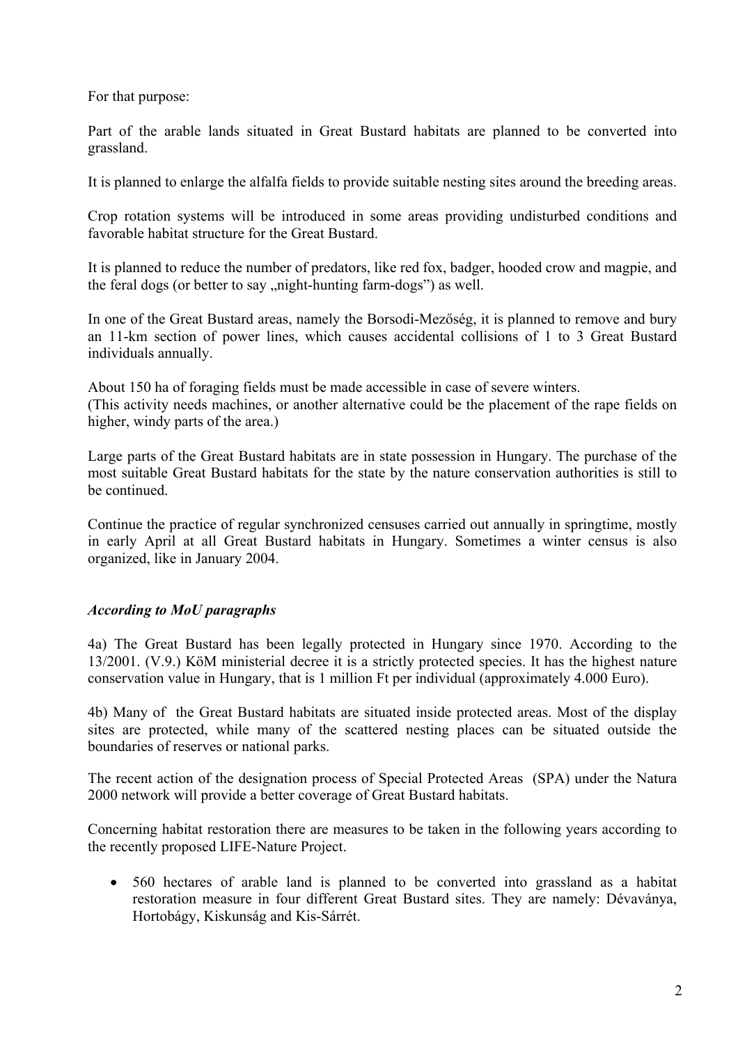For that purpose:

Part of the arable lands situated in Great Bustard habitats are planned to be converted into grassland.

It is planned to enlarge the alfalfa fields to provide suitable nesting sites around the breeding areas.

Crop rotation systems will be introduced in some areas providing undisturbed conditions and favorable habitat structure for the Great Bustard.

It is planned to reduce the number of predators, like red fox, badger, hooded crow and magpie, and the feral dogs (or better to say „night-hunting farm-dogs") as well.

In one of the Great Bustard areas, namely the Borsodi-Mezőség, it is planned to remove and bury an 11-km section of power lines, which causes accidental collisions of 1 to 3 Great Bustard individuals annually.

About 150 ha of foraging fields must be made accessible in case of severe winters.
(This activity needs machines, or another alternative could be the placement of the rape fields on higher, windy parts of the area.)

Large parts of the Great Bustard habitats are in state possession in Hungary. The purchase of the most suitable Great Bustard habitats for the state by the nature conservation authorities is still to be continued.

Continue the practice of regular synchronized censuses carried out annually in springtime, mostly in early April at all Great Bustard habitats in Hungary. Sometimes a winter census is also organized, like in January 2004.

***According to MoU paragraphs***

4a) The Great Bustard has been legally protected in Hungary since 1970. According to the 13/2001. (V.9.) KöM ministerial decree it is a strictly protected species. It has the highest nature conservation value in Hungary, that is 1 million Ft per individual (approximately 4.000 Euro).

4b) Many of the Great Bustard habitats are situated inside protected areas. Most of the display sites are protected, while many of the scattered nesting places can be situated outside the boundaries of reserves or national parks.

The recent action of the designation process of Special Protected Areas (SPA) under the Natura 2000 network will provide a better coverage of Great Bustard habitats.

Concerning habitat restoration there are measures to be taken in the following years according to the recently proposed LIFE-Nature Project.

- 560 hectares of arable land is planned to be converted into grassland as a habitat restoration measure in four different Great Bustard sites. They are namely: Dévaványa, Hortobágy, Kiskunság and Kis-Sárrét.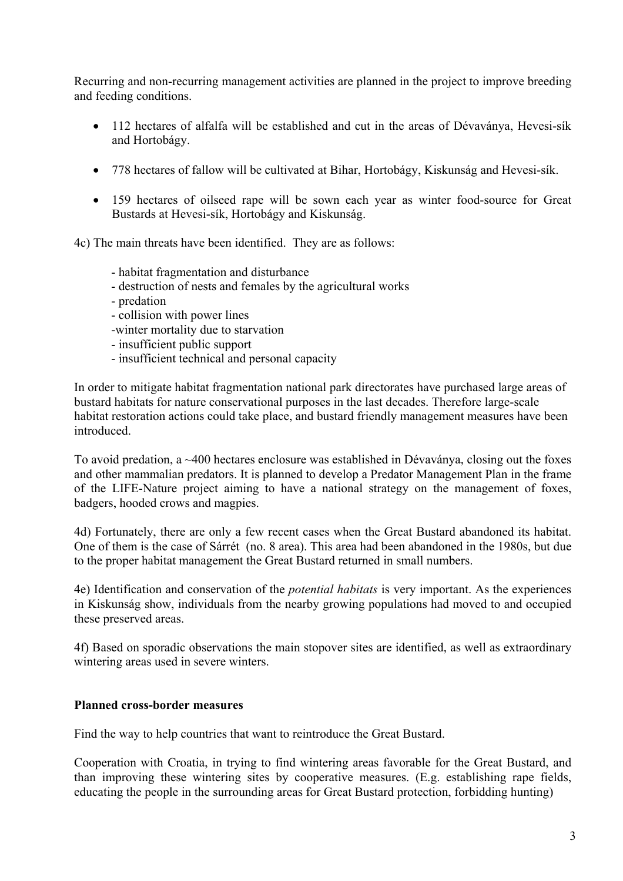Recurring and non-recurring management activities are planned in the project to improve breeding and feeding conditions.

- 112 hectares of alfalfa will be established and cut in the areas of Dévaványa, Hevesi-sík and Hortobágy.
- 778 hectares of fallow will be cultivated at Bihar, Hortobágy, Kiskunság and Hevesi-sík.
- 159 hectares of oilseed rape will be sown each year as winter food-source for Great Bustards at Hevesi-sík, Hortobágy and Kiskunság.

4c) The main threats have been identified. They are as follows:

- habitat fragmentation and disturbance
- destruction of nests and females by the agricultural works
- predation
- collision with power lines
- winter mortality due to starvation
- insufficient public support
- insufficient technical and personal capacity

In order to mitigate habitat fragmentation national park directorates have purchased large areas of bustard habitats for nature conservational purposes in the last decades. Therefore large-scale habitat restoration actions could take place, and bustard friendly management measures have been introduced.

To avoid predation, a ~400 hectares enclosure was established in Dévaványa, closing out the foxes and other mammalian predators. It is planned to develop a Predator Management Plan in the frame of the LIFE-Nature project aiming to have a national strategy on the management of foxes, badgers, hooded crows and magpies.

4d) Fortunately, there are only a few recent cases when the Great Bustard abandoned its habitat. One of them is the case of Sárrét (no. 8 area). This area had been abandoned in the 1980s, but due to the proper habitat management the Great Bustard returned in small numbers.

4e) Identification and conservation of the *potential habitats* is very important. As the experiences in Kiskunság show, individuals from the nearby growing populations had moved to and occupied these preserved areas.

4f) Based on sporadic observations the main stopover sites are identified, as well as extraordinary wintering areas used in severe winters.

**Planned cross-border measures**

Find the way to help countries that want to reintroduce the Great Bustard.

Cooperation with Croatia, in trying to find wintering areas favorable for the Great Bustard, and than improving these wintering sites by cooperative measures. (E.g. establishing rape fields, educating the people in the surrounding areas for Great Bustard protection, forbidding hunting)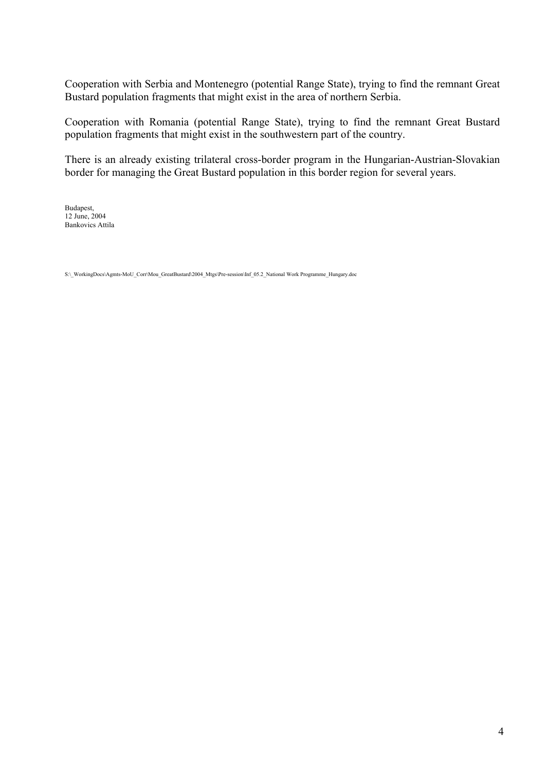Cooperation with Serbia and Montenegro (potential Range State), trying to find the remnant Great Bustard population fragments that might exist in the area of northern Serbia.

Cooperation with Romania (potential Range State), trying to find the remnant Great Bustard population fragments that might exist in the southwestern part of the country.

There is an already existing trilateral cross-border program in the Hungarian-Austrian-Slovakian border for managing the Great Bustard population in this border region for several years.

Budapest,
12 June, 2004
Bankovics Attila

S:\_WorkingDocs\Agmts-MoU_Corr\Mou_GreatBustard\2004_Mtgs\Pre-session\Inf_05.2_National Work Programme_Hungary.doc